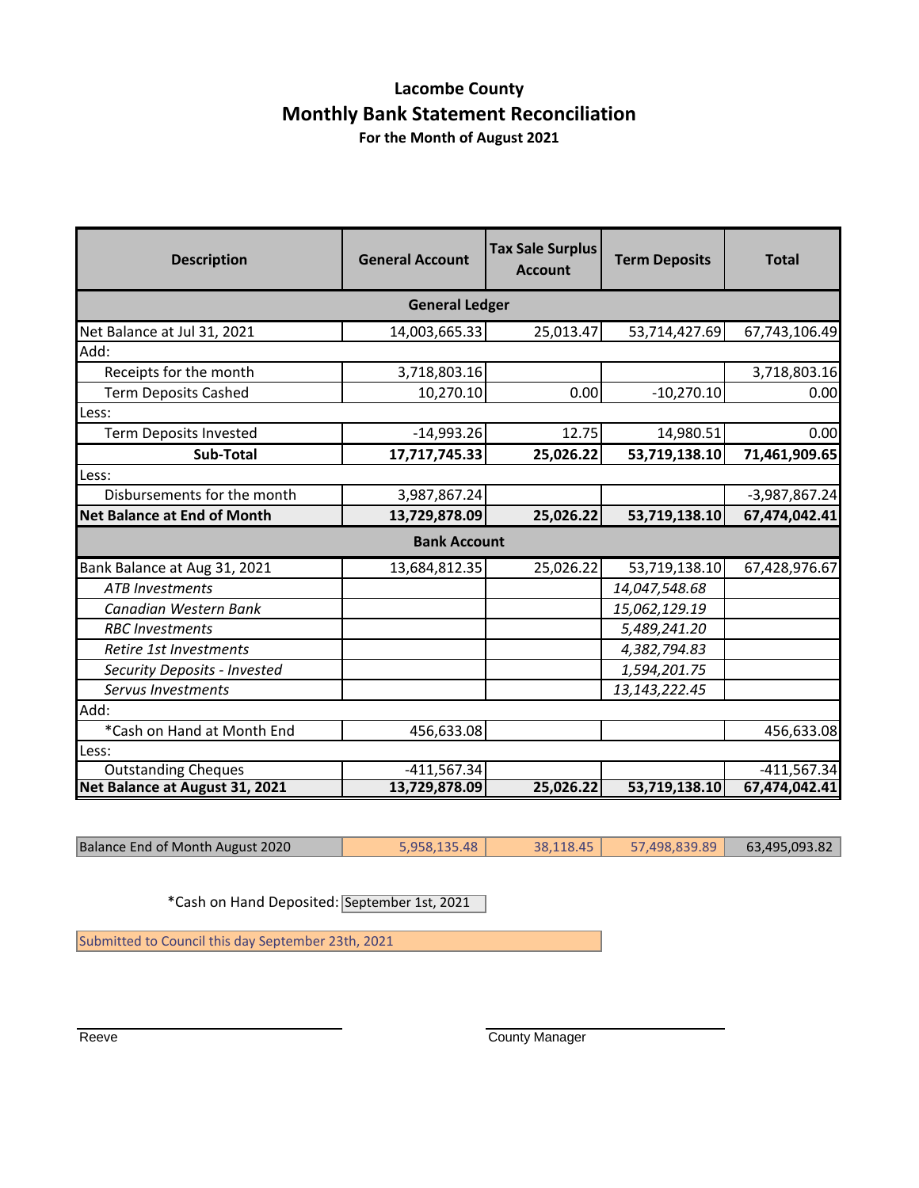# Lacombe County

## Monthly Bank Statement Reconciliation

**For the Month of August 2021**

| Description | General Account | Tax Sale Surplus Account | Term Deposits | Total |
|---|---|---|---|---|
| **General Ledger** | | | | |
| Net Balance at Jul 31, 2021 | 14,003,665.33 | 25,013.47 | 53,714,427.69 | 67,743,106.49 |
| Add: | | | | |
| Receipts for the month | 3,718,803.16 | | | 3,718,803.16 |
| Term Deposits Cashed | 10,270.10 | 0.00 | -10,270.10 | 0.00 |
| Less: | | | | |
| Term Deposits Invested | -14,993.26 | 12.75 | 14,980.51 | 0.00 |
| **Sub-Total** | **17,717,745.33** | **25,026.22** | **53,719,138.10** | **71,461,909.65** |
| Less: | | | | |
| Disbursements for the month | 3,987,867.24 | | | -3,987,867.24 |
| **Net Balance at End of Month** | **13,729,878.09** | **25,026.22** | **53,719,138.10** | **67,474,042.41** |
| **Bank Account** | | | | |
| Bank Balance at Aug 31, 2021 | 13,684,812.35 | 25,026.22 | 53,719,138.10 | 67,428,976.67 |
| *ATB Investments* | | | *14,047,548.68* | |
| *Canadian Western Bank* | | | *15,062,129.19* | |
| *RBC Investments* | | | *5,489,241.20* | |
| *Retire 1st Investments* | | | *4,382,794.83* | |
| *Security Deposits - Invested* | | | *1,594,201.75* | |
| *Servus Investments* | | | *13,143,222.45* | |
| Add: | | | | |
| *Cash on Hand at Month End | 456,633.08 | | | 456,633.08 |
| Less: | | | | |
| Outstanding Cheques | -411,567.34 | | | -411,567.34 |
| **Net Balance at August 31, 2021** | **13,729,878.09** | **25,026.22** | **53,719,138.10** | **67,474,042.41** |

| Balance End of Month August 2020 | 5,958,135.48 | 38,118.45 | 57,498,839.89 | 63,495,093.82 |
|---|---|---|---|---|

*Cash on Hand Deposited: September 1st, 2021

Submitted to Council this day September 23th, 2021

Reeve

County Manager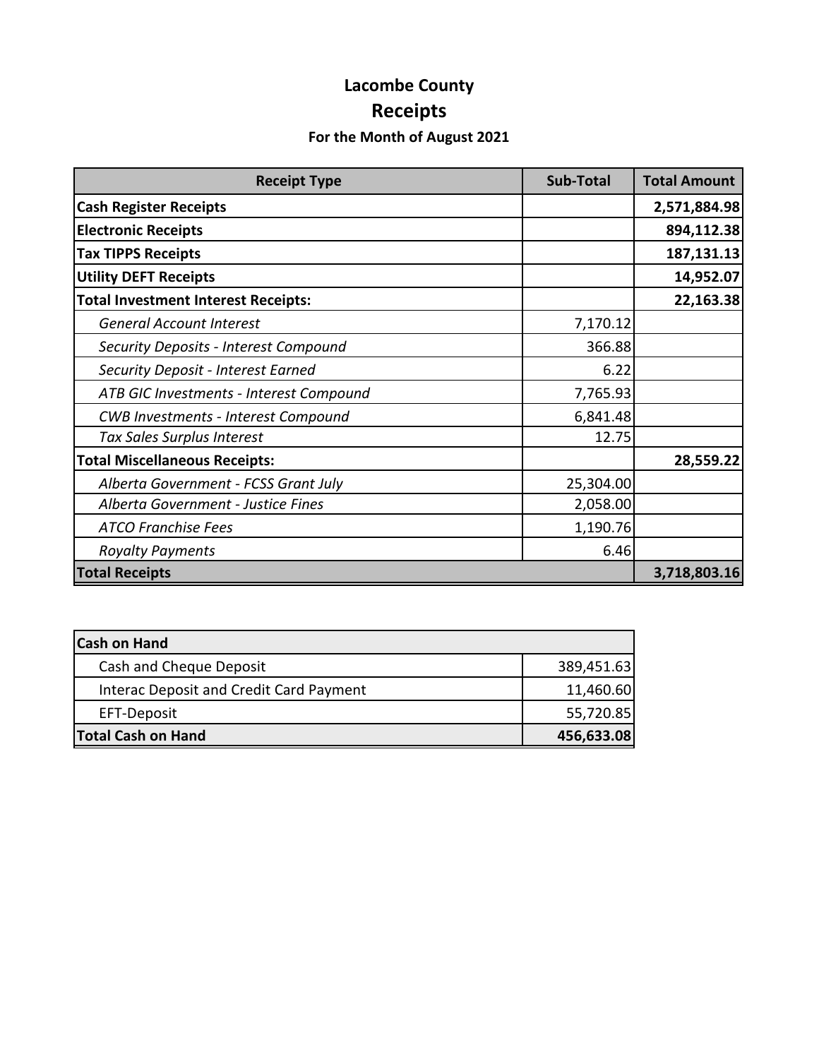# Lacombe County

## Receipts

### For the Month of August 2021

| Receipt Type | Sub-Total | Total Amount |
|---|---|---|
| **Cash Register Receipts** | | **2,571,884.98** |
| **Electronic Receipts** | | **894,112.38** |
| **Tax TIPPS Receipts** | | **187,131.13** |
| **Utility DEFT Receipts** | | **14,952.07** |
| **Total Investment Interest Receipts:** | | **22,163.38** |
| *General Account Interest* | 7,170.12 | |
| *Security Deposits - Interest Compound* | 366.88 | |
| *Security Deposit - Interest Earned* | 6.22 | |
| *ATB GIC Investments - Interest Compound* | 7,765.93 | |
| *CWB Investments - Interest Compound* | 6,841.48 | |
| *Tax Sales Surplus Interest* | 12.75 | |
| **Total Miscellaneous Receipts:** | | **28,559.22** |
| *Alberta Government - FCSS Grant July* | 25,304.00 | |
| *Alberta Government - Justice Fines* | 2,058.00 | |
| *ATCO Franchise Fees* | 1,190.76 | |
| *Royalty Payments* | 6.46 | |
| **Total Receipts** | | **3,718,803.16** |

| **Cash on Hand** | |
|---|---|
| Cash and Cheque Deposit | 389,451.63 |
| Interac Deposit and Credit Card Payment | 11,460.60 |
| EFT-Deposit | 55,720.85 |
| **Total Cash on Hand** | **456,633.08** |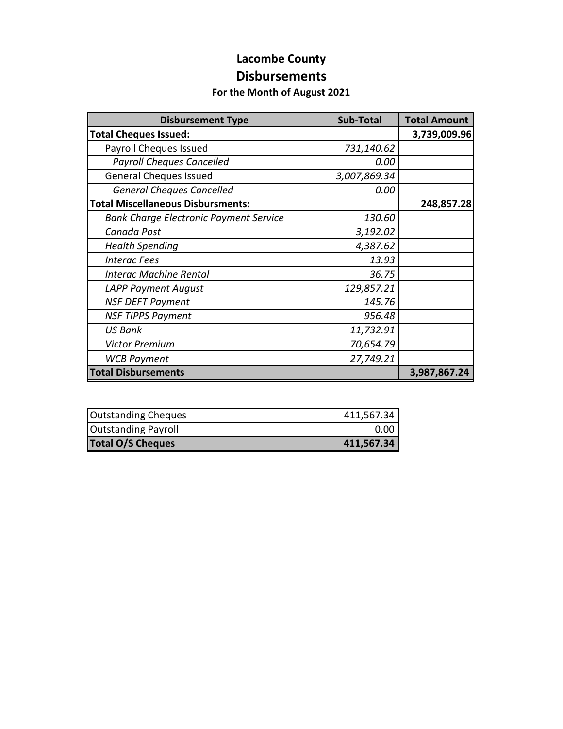# Lacombe County

## Disbursements

### For the Month of August 2021

| Disbursement Type | Sub-Total | Total Amount |
|---|---|---|
| **Total Cheques Issued:** | | **3,739,009.96** |
| Payroll Cheques Issued | *731,140.62* | |
| *Payroll Cheques Cancelled* | *0.00* | |
| General Cheques Issued | *3,007,869.34* | |
| *General Cheques Cancelled* | *0.00* | |
| **Total Miscellaneous Disbursments:** | | **248,857.28** |
| *Bank Charge Electronic Payment Service* | *130.60* | |
| *Canada Post* | *3,192.02* | |
| *Health Spending* | *4,387.62* | |
| *Interac Fees* | *13.93* | |
| *Interac Machine Rental* | *36.75* | |
| *LAPP Payment August* | *129,857.21* | |
| *NSF DEFT Payment* | *145.76* | |
| *NSF TIPPS Payment* | *956.48* | |
| *US Bank* | *11,732.91* | |
| *Victor Premium* | *70,654.79* | |
| *WCB Payment* | *27,749.21* | |
| **Total Disbursements** | | **3,987,867.24** |

| | |
|---|---|
| Outstanding Cheques | 411,567.34 |
| Outstanding Payroll | 0.00 |
| **Total O/S Cheques** | **411,567.34** |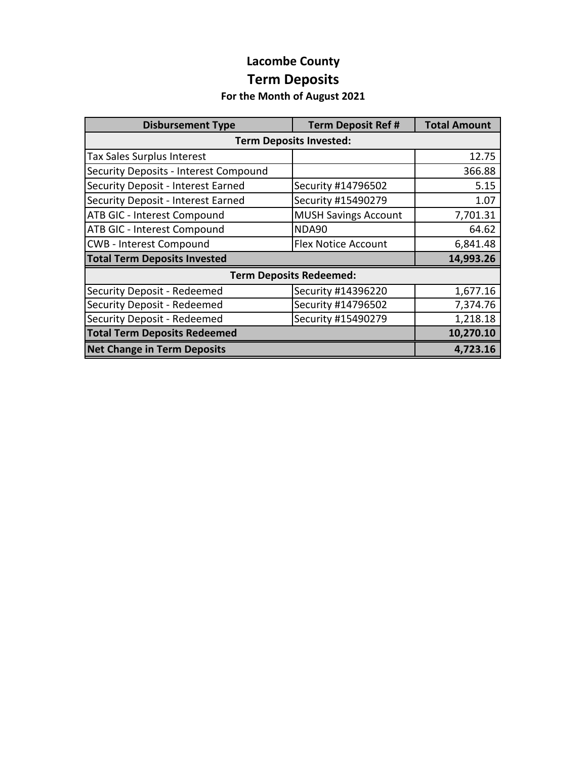# Lacombe County

## Term Deposits

### For the Month of August 2021

| Disbursement Type | Term Deposit Ref # | Total Amount |
|---|---|---|
| **Term Deposits Invested:** | | |
| Tax Sales Surplus Interest | | 12.75 |
| Security Deposits - Interest Compound | | 366.88 |
| Security Deposit - Interest Earned | Security #14796502 | 5.15 |
| Security Deposit - Interest Earned | Security #15490279 | 1.07 |
| ATB GIC - Interest Compound | MUSH Savings Account | 7,701.31 |
| ATB GIC - Interest Compound | NDA90 | 64.62 |
| CWB - Interest Compound | Flex Notice Account | 6,841.48 |
| **Total Term Deposits Invested** | | **14,993.26** |
| **Term Deposits Redeemed:** | | |
| Security Deposit - Redeemed | Security #14396220 | 1,677.16 |
| Security Deposit - Redeemed | Security #14796502 | 7,374.76 |
| Security Deposit - Redeemed | Security #15490279 | 1,218.18 |
| **Total Term Deposits Redeemed** | | **10,270.10** |
| **Net Change in Term Deposits** | | **4,723.16** |